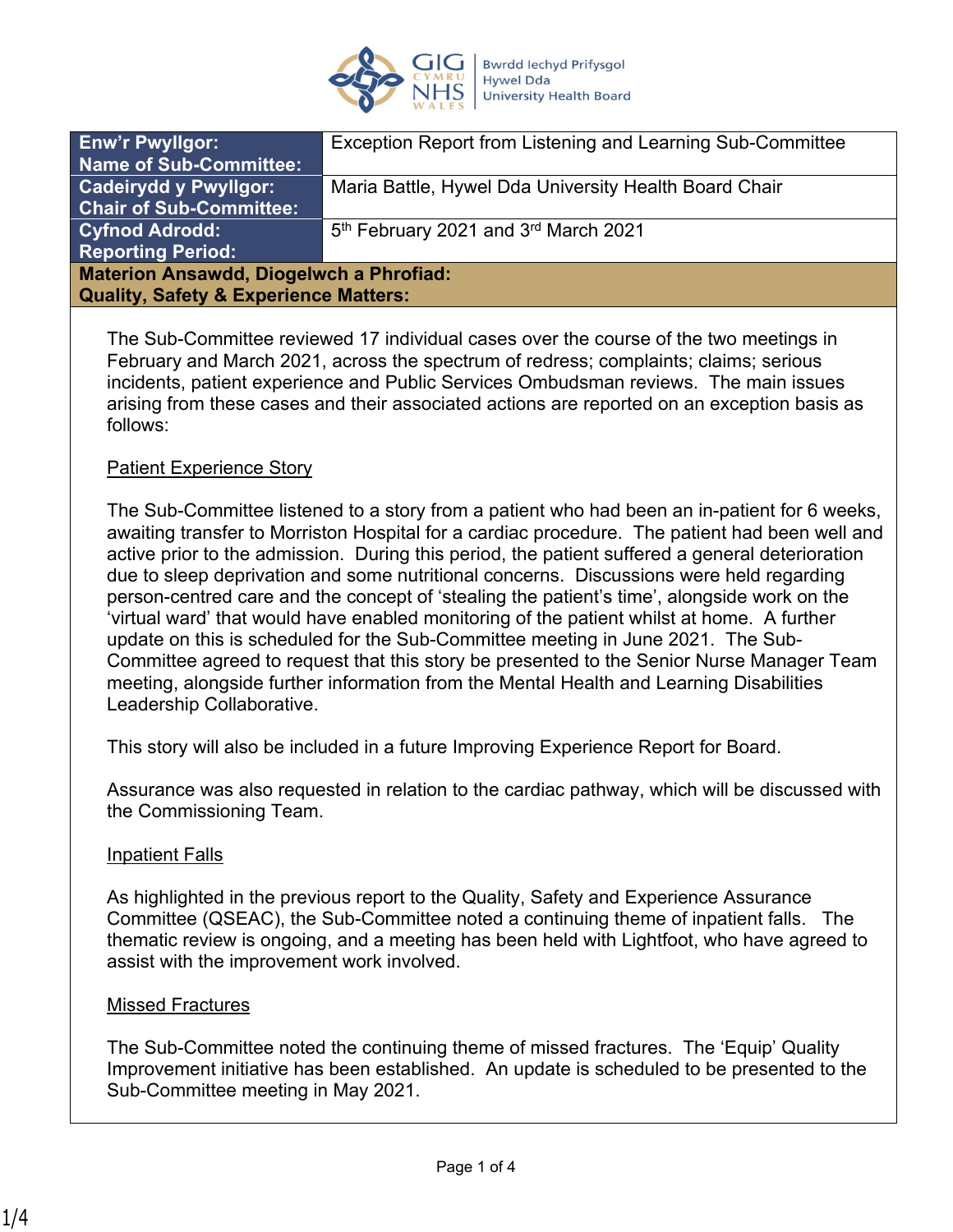| Enw'r Pwyllgor: Name of Sub-Committee: | Exception Report from Listening and Learning Sub-Committee |
|---|---|
| Cadeirydd y Pwyllgor: Chair of Sub-Committee: | Maria Battle, Hywel Dda University Health Board Chair |
| Cyfnod Adrodd: Reporting Period: | 5th February 2021 and 3rd March 2021 |

**Materion Ansawdd, Diogelwch a Phrofiad:**
**Quality, Safety & Experience Matters:**

The Sub-Committee reviewed 17 individual cases over the course of the two meetings in February and March 2021, across the spectrum of redress; complaints; claims; serious incidents, patient experience and Public Services Ombudsman reviews. The main issues arising from these cases and their associated actions are reported on an exception basis as follows:

Patient Experience Story

The Sub-Committee listened to a story from a patient who had been an in-patient for 6 weeks, awaiting transfer to Morriston Hospital for a cardiac procedure. The patient had been well and active prior to the admission. During this period, the patient suffered a general deterioration due to sleep deprivation and some nutritional concerns. Discussions were held regarding person-centred care and the concept of 'stealing the patient's time', alongside work on the 'virtual ward' that would have enabled monitoring of the patient whilst at home. A further update on this is scheduled for the Sub-Committee meeting in June 2021. The Sub-Committee agreed to request that this story be presented to the Senior Nurse Manager Team meeting, alongside further information from the Mental Health and Learning Disabilities Leadership Collaborative.

This story will also be included in a future Improving Experience Report for Board.

Assurance was also requested in relation to the cardiac pathway, which will be discussed with the Commissioning Team.

Inpatient Falls

As highlighted in the previous report to the Quality, Safety and Experience Assurance Committee (QSEAC), the Sub-Committee noted a continuing theme of inpatient falls. The thematic review is ongoing, and a meeting has been held with Lightfoot, who have agreed to assist with the improvement work involved.

Missed Fractures

The Sub-Committee noted the continuing theme of missed fractures. The 'Equip' Quality Improvement initiative has been established. An update is scheduled to be presented to the Sub-Committee meeting in May 2021.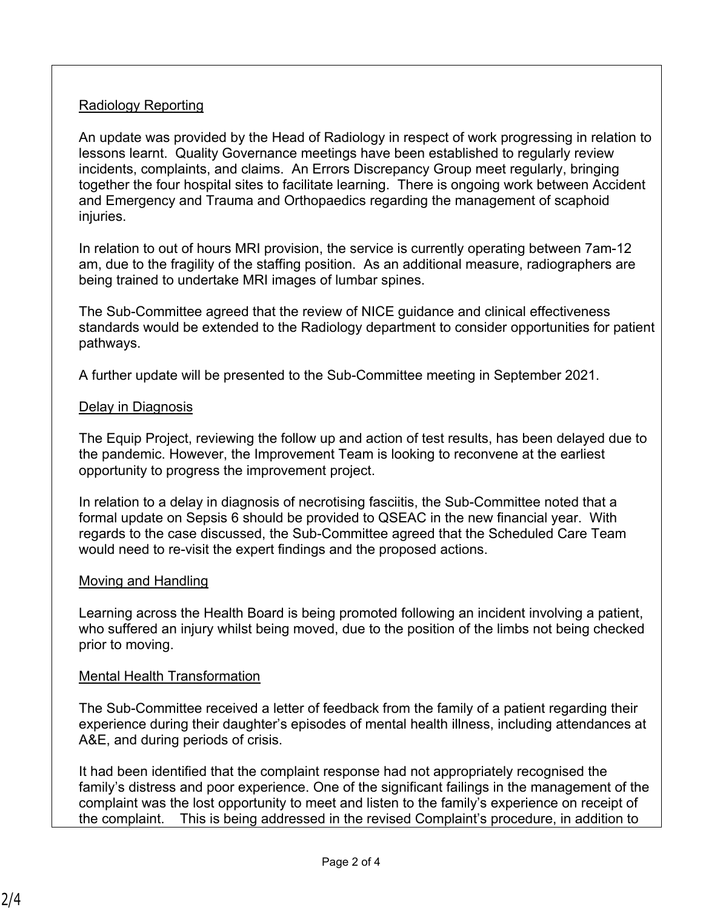<u>Radiology Reporting</u>

An update was provided by the Head of Radiology in respect of work progressing in relation to lessons learnt. Quality Governance meetings have been established to regularly review incidents, complaints, and claims. An Errors Discrepancy Group meet regularly, bringing together the four hospital sites to facilitate learning. There is ongoing work between Accident and Emergency and Trauma and Orthopaedics regarding the management of scaphoid injuries.

In relation to out of hours MRI provision, the service is currently operating between 7am-12 am, due to the fragility of the staffing position. As an additional measure, radiographers are being trained to undertake MRI images of lumbar spines.

The Sub-Committee agreed that the review of NICE guidance and clinical effectiveness standards would be extended to the Radiology department to consider opportunities for patient pathways.

A further update will be presented to the Sub-Committee meeting in September 2021.

<u>Delay in Diagnosis</u>

The Equip Project, reviewing the follow up and action of test results, has been delayed due to the pandemic. However, the Improvement Team is looking to reconvene at the earliest opportunity to progress the improvement project.

In relation to a delay in diagnosis of necrotising fasciitis, the Sub-Committee noted that a formal update on Sepsis 6 should be provided to QSEAC in the new financial year. With regards to the case discussed, the Sub-Committee agreed that the Scheduled Care Team would need to re-visit the expert findings and the proposed actions.

<u>Moving and Handling</u>

Learning across the Health Board is being promoted following an incident involving a patient, who suffered an injury whilst being moved, due to the position of the limbs not being checked prior to moving.

<u>Mental Health Transformation</u>

The Sub-Committee received a letter of feedback from the family of a patient regarding their experience during their daughter's episodes of mental health illness, including attendances at A&E, and during periods of crisis.

It had been identified that the complaint response had not appropriately recognised the family's distress and poor experience. One of the significant failings in the management of the complaint was the lost opportunity to meet and listen to the family's experience on receipt of the complaint. This is being addressed in the revised Complaint's procedure, in addition to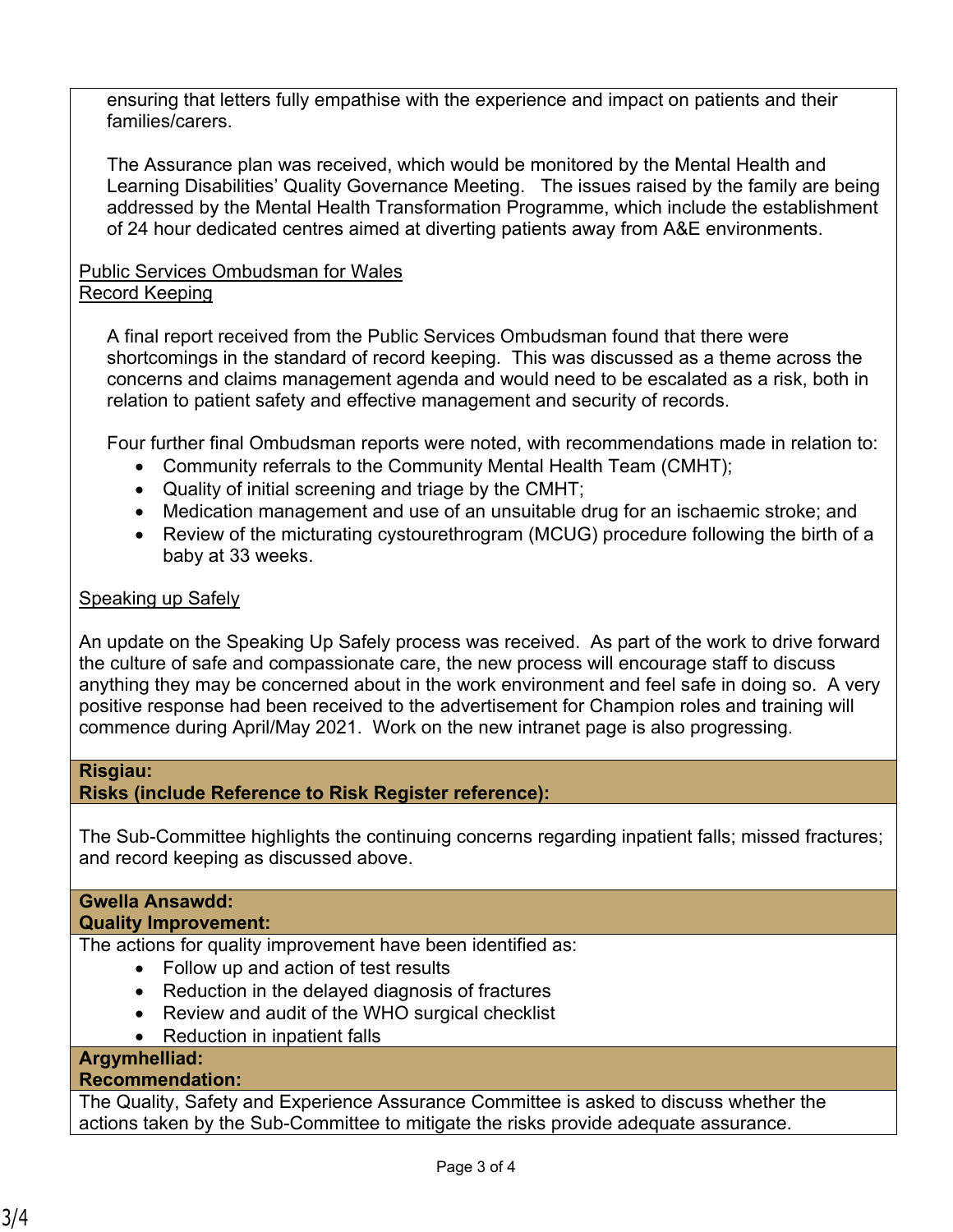ensuring that letters fully empathise with the experience and impact on patients and their families/carers.

The Assurance plan was received, which would be monitored by the Mental Health and Learning Disabilities' Quality Governance Meeting. The issues raised by the family are being addressed by the Mental Health Transformation Programme, which include the establishment of 24 hour dedicated centres aimed at diverting patients away from A&E environments.

Public Services Ombudsman for Wales
Record Keeping

A final report received from the Public Services Ombudsman found that there were shortcomings in the standard of record keeping. This was discussed as a theme across the concerns and claims management agenda and would need to be escalated as a risk, both in relation to patient safety and effective management and security of records.

Four further final Ombudsman reports were noted, with recommendations made in relation to:

- Community referrals to the Community Mental Health Team (CMHT);
- Quality of initial screening and triage by the CMHT;
- Medication management and use of an unsuitable drug for an ischaemic stroke; and
- Review of the micturating cystourethrogram (MCUG) procedure following the birth of a baby at 33 weeks.

Speaking up Safely

An update on the Speaking Up Safely process was received. As part of the work to drive forward the culture of safe and compassionate care, the new process will encourage staff to discuss anything they may be concerned about in the work environment and feel safe in doing so. A very positive response had been received to the advertisement for Champion roles and training will commence during April/May 2021. Work on the new intranet page is also progressing.

**Risgiau:**
**Risks (include Reference to Risk Register reference):**

The Sub-Committee highlights the continuing concerns regarding inpatient falls; missed fractures; and record keeping as discussed above.

**Gwella Ansawdd:**
**Quality Improvement:**

The actions for quality improvement have been identified as:

- Follow up and action of test results
- Reduction in the delayed diagnosis of fractures
- Review and audit of the WHO surgical checklist
- Reduction in inpatient falls

**Argymhelliad:**
**Recommendation:**

The Quality, Safety and Experience Assurance Committee is asked to discuss whether the actions taken by the Sub-Committee to mitigate the risks provide adequate assurance.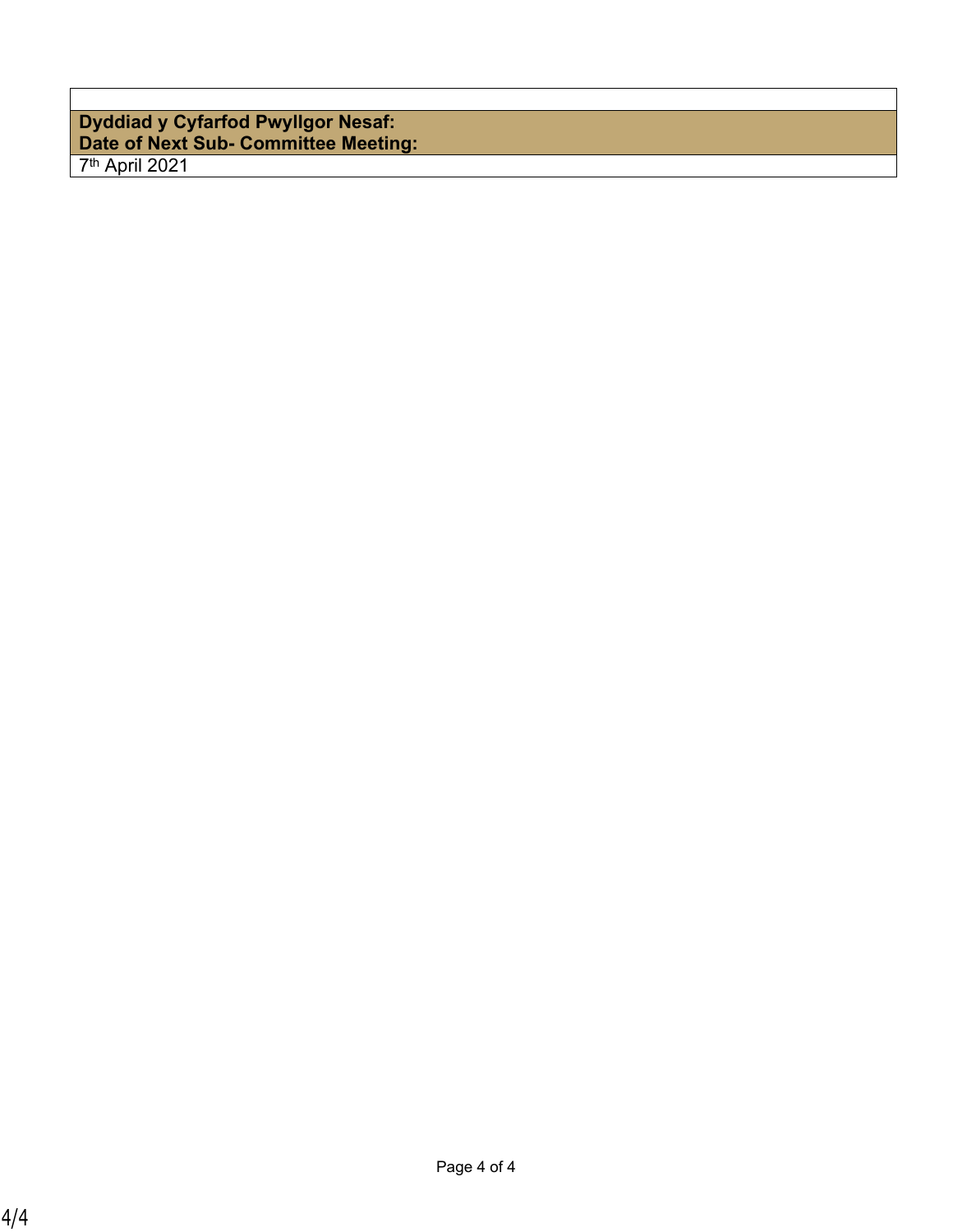| |
|---|
| **Dyddiad y Cyfarfod Pwyllgor Nesaf:**<br>**Date of Next Sub- Committee Meeting:** |
| 7th April 2021 |